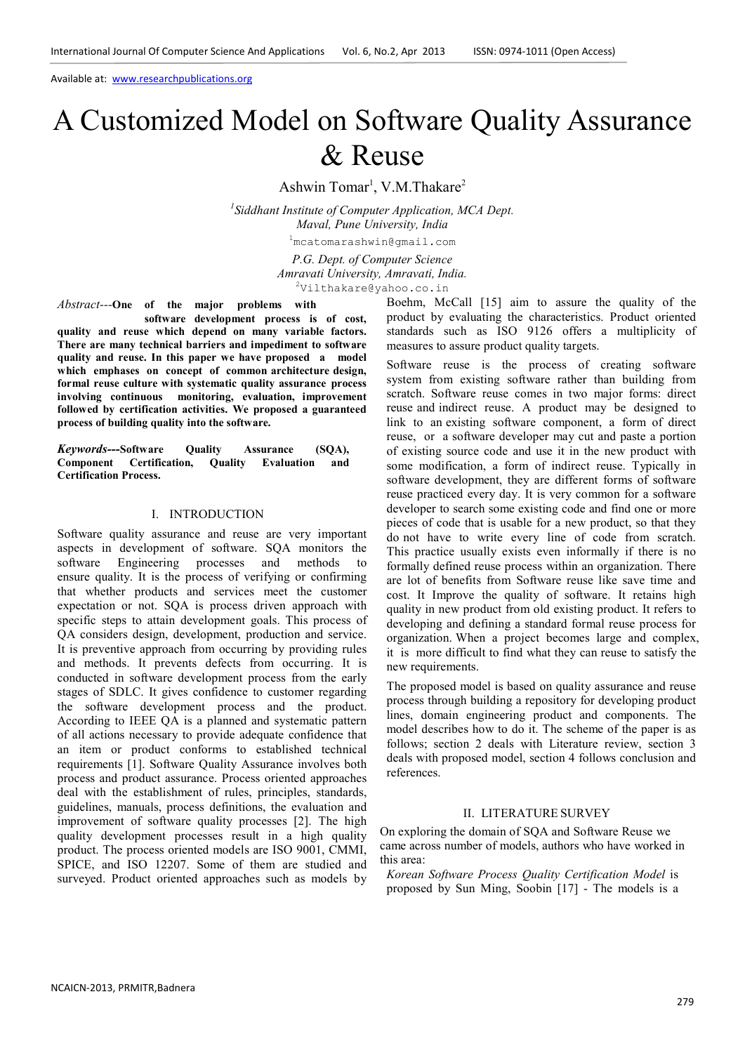Available at: www.researchpublications.org

# A Customized Model on Software Quality Assurance & Reuse

Ashwin Tomar[1], V.M.Thakare[2]

[1]*Siddhant Institute of Computer Application, MCA Dept. Maval, Pune University, India*

[1]mcatomarashwin@gmail.com

*P.G. Dept. of Computer Science Amravati University, Amravati, India.*

[2]Vilthakare@yahoo.co.in

*Abstract*---**One of the major problems with software development process is of cost, quality and reuse which depend on many variable factors. There are many technical barriers and impediment to software quality and reuse. In this paper we have proposed a model which emphases on concept of common architecture design, formal reuse culture with systematic quality assurance process involving continuous monitoring, evaluation, improvement followed by certification activities. We proposed a guaranteed process of building quality into the software.**

***Keywords*---Software Quality Assurance (SQA), Component Certification, Quality Evaluation and Certification Process.**

## I. INTRODUCTION

Software quality assurance and reuse are very important aspects in development of software. SQA monitors the software Engineering processes and methods to ensure quality. It is the process of verifying or confirming that whether products and services meet the customer expectation or not. SQA is process driven approach with specific steps to attain development goals. This process of QA considers design, development, production and service. It is preventive approach from occurring by providing rules and methods. It prevents defects from occurring. It is conducted in software development process from the early stages of SDLC. It gives confidence to customer regarding the software development process and the product. According to IEEE QA is a planned and systematic pattern of all actions necessary to provide adequate confidence that an item or product conforms to established technical requirements [1]. Software Quality Assurance involves both process and product assurance. Process oriented approaches deal with the establishment of rules, principles, standards, guidelines, manuals, process definitions, the evaluation and improvement of software quality processes [2]. The high quality development processes result in a high quality product. The process oriented models are ISO 9001, CMMI, SPICE, and ISO 12207. Some of them are studied and surveyed. Product oriented approaches such as models by Boehm, McCall [15] aim to assure the quality of the product by evaluating the characteristics. Product oriented standards such as ISO 9126 offers a multiplicity of measures to assure product quality targets.

Software reuse is the process of creating software system from existing software rather than building from scratch. Software reuse comes in two major forms: direct reuse and indirect reuse. A product may be designed to link to an existing software component, a form of direct reuse, or a software developer may cut and paste a portion of existing source code and use it in the new product with some modification, a form of indirect reuse. Typically in software development, they are different forms of software reuse practiced every day. It is very common for a software developer to search some existing code and find one or more pieces of code that is usable for a new product, so that they do not have to write every line of code from scratch. This practice usually exists even informally if there is no formally defined reuse process within an organization. There are lot of benefits from Software reuse like save time and cost. It Improve the quality of software. It retains high quality in new product from old existing product. It refers to developing and defining a standard formal reuse process for organization. When a project becomes large and complex, it is more difficult to find what they can reuse to satisfy the new requirements.

The proposed model is based on quality assurance and reuse process through building a repository for developing product lines, domain engineering product and components. The model describes how to do it. The scheme of the paper is as follows; section 2 deals with Literature review, section 3 deals with proposed model, section 4 follows conclusion and references.

## II. LITERATURE SURVEY

On exploring the domain of SQA and Software Reuse we came across number of models, authors who have worked in this area:

*Korean Software Process Quality Certification Model* is proposed by Sun Ming, Soobin [17] - The models is a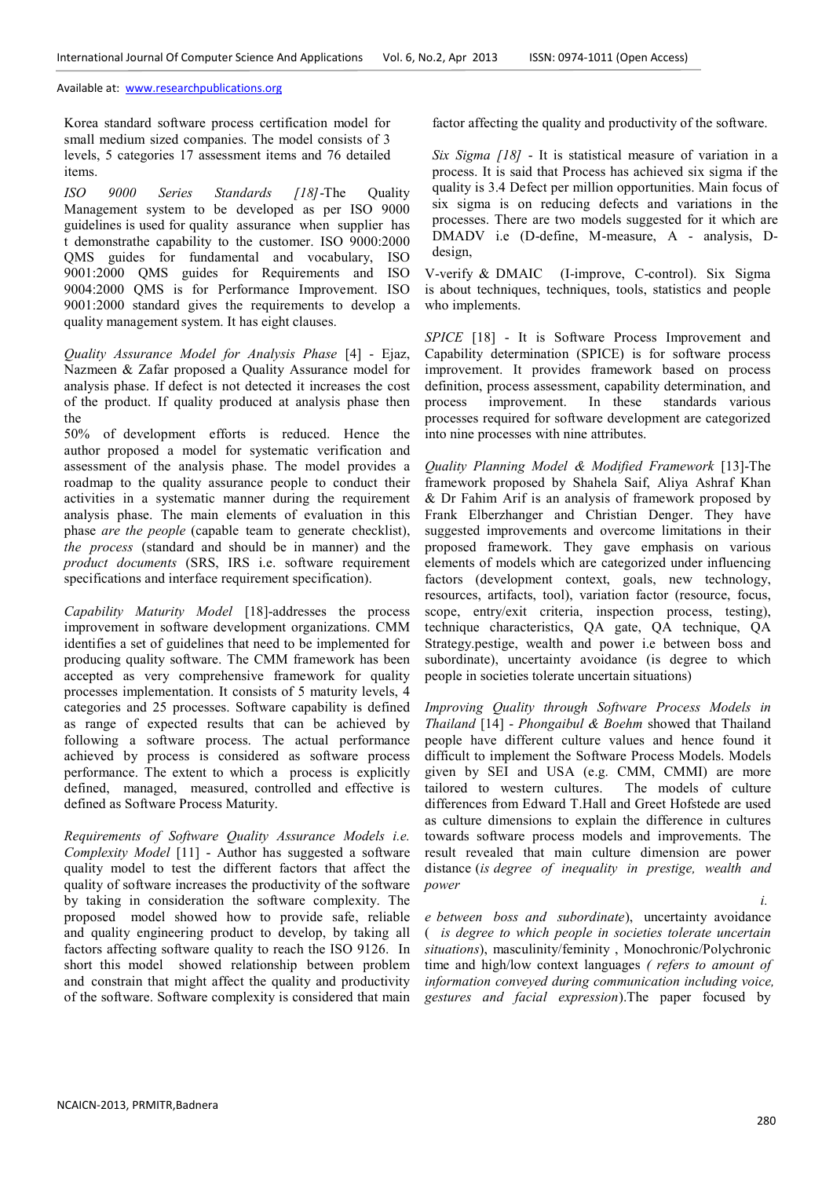Korea standard software process certification model for small medium sized companies. The model consists of 3 levels, 5 categories 17 assessment items and 76 detailed items.

*ISO 9000 Series Standards [18]*-The Quality Management system to be developed as per ISO 9000 guidelines is used for quality assurance when supplier has t demonstrathe capability to the customer. ISO 9000:2000 QMS guides for fundamental and vocabulary, ISO 9001:2000 QMS guides for Requirements and ISO 9004:2000 QMS is for Performance Improvement. ISO 9001:2000 standard gives the requirements to develop a quality management system. It has eight clauses.

*Quality Assurance Model for Analysis Phase* [4] - Ejaz, Nazmeen & Zafar proposed a Quality Assurance model for analysis phase. If defect is not detected it increases the cost of the product. If quality produced at analysis phase then the

50% of development efforts is reduced. Hence the author proposed a model for systematic verification and assessment of the analysis phase. The model provides a roadmap to the quality assurance people to conduct their activities in a systematic manner during the requirement analysis phase. The main elements of evaluation in this phase *are the people* (capable team to generate checklist), *the process* (standard and should be in manner) and the *product documents* (SRS, IRS i.e. software requirement specifications and interface requirement specification).

*Capability Maturity Model* [18]-addresses the process improvement in software development organizations. CMM identifies a set of guidelines that need to be implemented for producing quality software. The CMM framework has been accepted as very comprehensive framework for quality processes implementation. It consists of 5 maturity levels, 4 categories and 25 processes. Software capability is defined as range of expected results that can be achieved by following a software process. The actual performance achieved by process is considered as software process performance. The extent to which a process is explicitly defined, managed, measured, controlled and effective is defined as Software Process Maturity.

*Requirements of Software Quality Assurance Models i.e. Complexity Model* [11] - Author has suggested a software quality model to test the different factors that affect the quality of software increases the productivity of the software by taking in consideration the software complexity. The proposed model showed how to provide safe, reliable and quality engineering product to develop, by taking all factors affecting software quality to reach the ISO 9126. In short this model showed relationship between problem and constrain that might affect the quality and productivity of the software. Software complexity is considered that main factor affecting the quality and productivity of the software.

*Six Sigma [18]* - It is statistical measure of variation in a process. It is said that Process has achieved six sigma if the quality is 3.4 Defect per million opportunities. Main focus of six sigma is on reducing defects and variations in the processes. There are two models suggested for it which are DMADV i.e (D-define, M-measure, A - analysis, D-design,

V-verify & DMAIC (I-improve, C-control). Six Sigma is about techniques, techniques, tools, statistics and people who implements.

*SPICE* [18] - It is Software Process Improvement and Capability determination (SPICE) is for software process improvement. It provides framework based on process definition, process assessment, capability determination, and process improvement. In these standards various processes required for software development are categorized into nine processes with nine attributes.

*Quality Planning Model & Modified Framework* [13]-The framework proposed by Shahela Saif, Aliya Ashraf Khan & Dr Fahim Arif is an analysis of framework proposed by Frank Elberzhanger and Christian Denger. They have suggested improvements and overcome limitations in their proposed framework. They gave emphasis on various elements of models which are categorized under influencing factors (development context, goals, new technology, resources, artifacts, tool), variation factor (resource, focus, scope, entry/exit criteria, inspection process, testing), technique characteristics, QA gate, QA technique, QA Strategy.pestige, wealth and power i.e between boss and subordinate), uncertainty avoidance (is degree to which people in societies tolerate uncertain situations)

*Improving Quality through Software Process Models in Thailand* [14] - *Phongaibul & Boehm* showed that Thailand people have different culture values and hence found it difficult to implement the Software Process Models. Models given by SEI and USA (e.g. CMM, CMMI) are more tailored to western cultures. The models of culture differences from Edward T.Hall and Greet Hofstede are used as culture dimensions to explain the difference in cultures towards software process models and improvements. The result revealed that main culture dimension are power distance (*is degree of inequality in prestige, wealth and power i.e between boss and subordinate*), uncertainty avoidance ( *is degree to which people in societies tolerate uncertain situations*), masculinity/feminity , Monochronic/Polychronic time and high/low context languages *( refers to amount of information conveyed during communication including voice, gestures and facial expression*).The paper focused by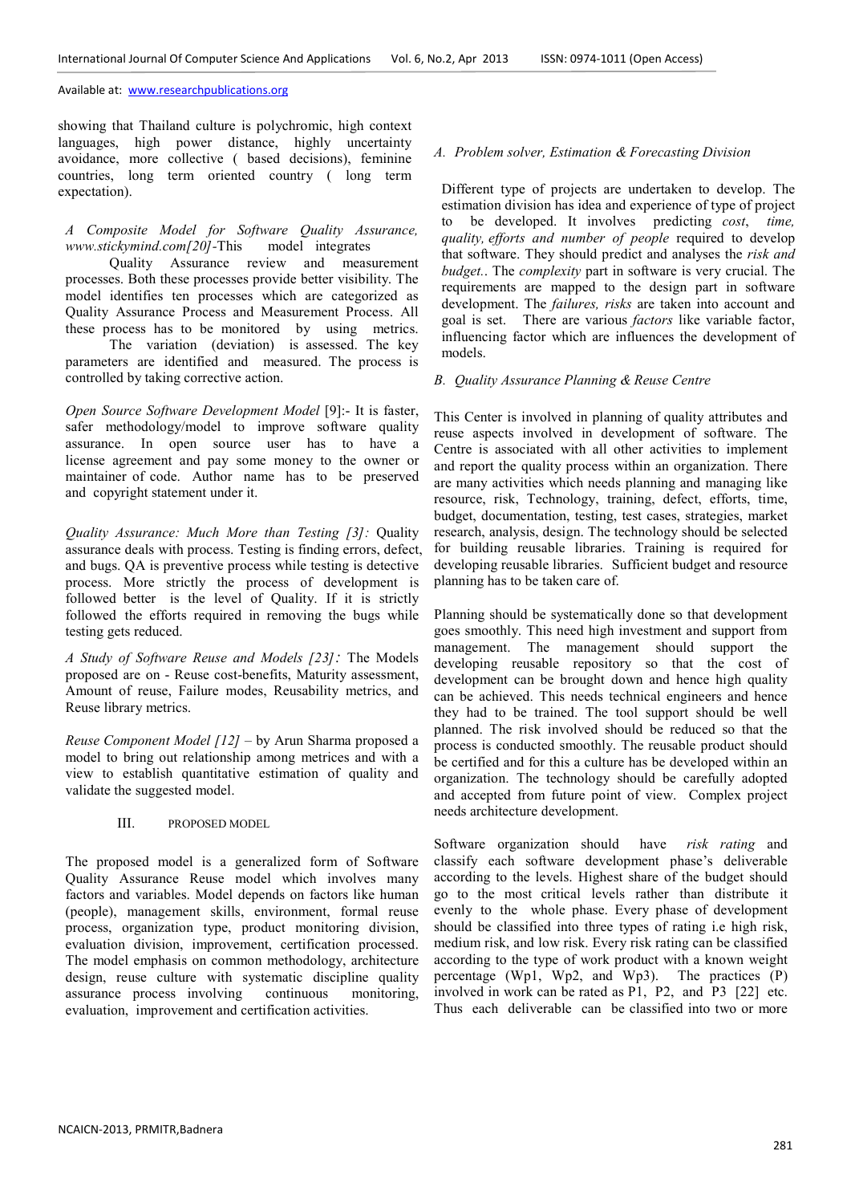showing that Thailand culture is polychromic, high context languages, high power distance, highly uncertainty avoidance, more collective ( based decisions), feminine countries, long term oriented country ( long term expectation).

*A Composite Model for Software Quality Assurance, www.stickymind.com[20]*-This model integrates Quality Assurance review and measurement processes. Both these processes provide better visibility. The model identifies ten processes which are categorized as Quality Assurance Process and Measurement Process. All these process has to be monitored by using metrics. The variation (deviation) is assessed. The key parameters are identified and measured. The process is controlled by taking corrective action.

*Open Source Software Development Model* [9]:- It is faster, safer methodology/model to improve software quality assurance. In open source user has to have a license agreement and pay some money to the owner or maintainer of code. Author name has to be preserved and copyright statement under it.

*Quality Assurance: Much More than Testing [3]:* Quality assurance deals with process. Testing is finding errors, defect, and bugs. QA is preventive process while testing is detective process. More strictly the process of development is followed better is the level of Quality. If it is strictly followed the efforts required in removing the bugs while testing gets reduced.

*A Study of Software Reuse and Models [23]:* The Models proposed are on - Reuse cost-benefits, Maturity assessment, Amount of reuse, Failure modes, Reusability metrics, and Reuse library metrics.

*Reuse Component Model [12]* – by Arun Sharma proposed a model to bring out relationship among metrices and with a view to establish quantitative estimation of quality and validate the suggested model.

## III. PROPOSED MODEL

The proposed model is a generalized form of Software Quality Assurance Reuse model which involves many factors and variables. Model depends on factors like human (people), management skills, environment, formal reuse process, organization type, product monitoring division, evaluation division, improvement, certification processed. The model emphasis on common methodology, architecture design, reuse culture with systematic discipline quality assurance process involving continuous monitoring, evaluation, improvement and certification activities.

### *A. Problem solver, Estimation & Forecasting Division*

Different type of projects are undertaken to develop. The estimation division has idea and experience of type of project to be developed. It involves predicting *cost*, *time, quality, efforts and number of people* required to develop that software. They should predict and analyses the *risk and budget.*. The *complexity* part in software is very crucial. The requirements are mapped to the design part in software development. The *failures, risks* are taken into account and goal is set. There are various *factors* like variable factor, influencing factor which are influences the development of models.

### *B. Quality Assurance Planning & Reuse Centre*

This Center is involved in planning of quality attributes and reuse aspects involved in development of software. The Centre is associated with all other activities to implement and report the quality process within an organization. There are many activities which needs planning and managing like resource, risk, Technology, training, defect, efforts, time, budget, documentation, testing, test cases, strategies, market research, analysis, design. The technology should be selected for building reusable libraries. Training is required for developing reusable libraries. Sufficient budget and resource planning has to be taken care of.

Planning should be systematically done so that development goes smoothly. This need high investment and support from management. The management should support the developing reusable repository so that the cost of development can be brought down and hence high quality can be achieved. This needs technical engineers and hence they had to be trained. The tool support should be well planned. The risk involved should be reduced so that the process is conducted smoothly. The reusable product should be certified and for this a culture has be developed within an organization. The technology should be carefully adopted and accepted from future point of view. Complex project needs architecture development.

Software organization should have *risk rating* and classify each software development phase's deliverable according to the levels. Highest share of the budget should go to the most critical levels rather than distribute it evenly to the whole phase. Every phase of development should be classified into three types of rating i.e high risk, medium risk, and low risk. Every risk rating can be classified according to the type of work product with a known weight percentage (Wp1, Wp2, and Wp3). The practices (P) involved in work can be rated as P1, P2, and P3 [22] etc. Thus each deliverable can be classified into two or more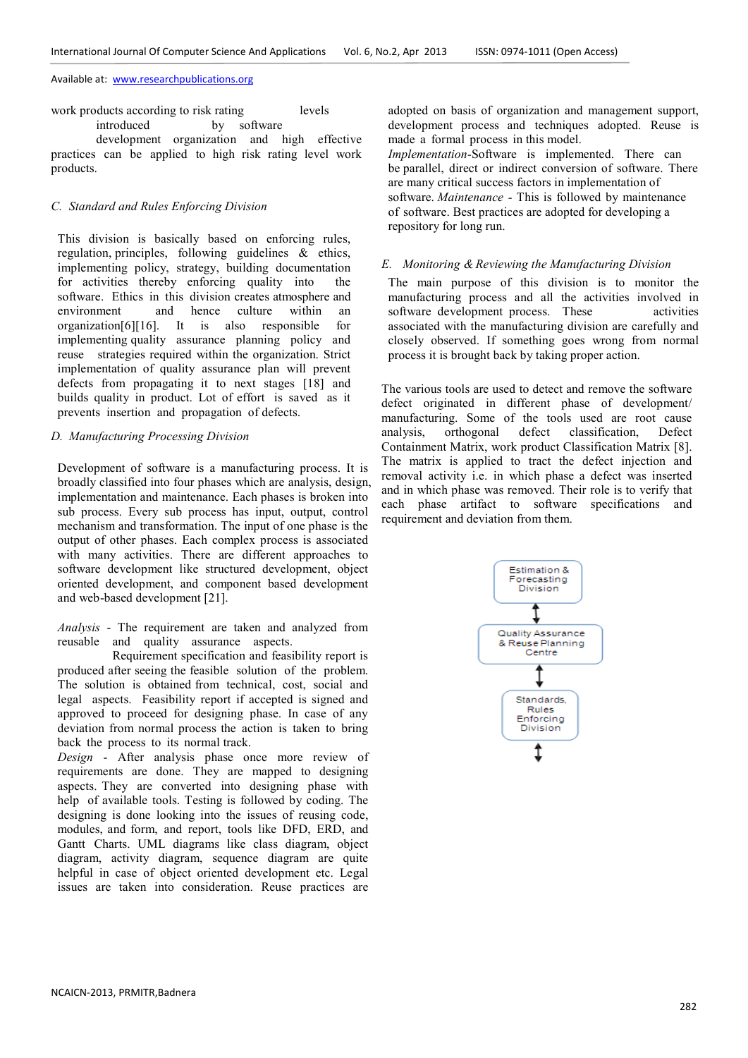work products according to risk rating levels introduced by software development organization and high effective practices can be applied to high risk rating level work products.

### C. Standard and Rules Enforcing Division

This division is basically based on enforcing rules, regulation, principles, following guidelines & ethics, implementing policy, strategy, building documentation for activities thereby enforcing quality into the software. Ethics in this division creates atmosphere and environment and hence culture within an organization[6][16]. It is also responsible for implementing quality assurance planning policy and reuse strategies required within the organization. Strict implementation of quality assurance plan will prevent defects from propagating it to next stages [18] and builds quality in product. Lot of effort is saved as it prevents insertion and propagation of defects.

### D. Manufacturing Processing Division

Development of software is a manufacturing process. It is broadly classified into four phases which are analysis, design, implementation and maintenance. Each phases is broken into sub process. Every sub process has input, output, control mechanism and transformation. The input of one phase is the output of other phases. Each complex process is associated with many activities. There are different approaches to software development like structured development, object oriented development, and component based development and web-based development [21].

*Analysis* - The requirement are taken and analyzed from reusable and quality assurance aspects. Requirement specification and feasibility report is produced after seeing the feasible solution of the problem. The solution is obtained from technical, cost, social and legal aspects. Feasibility report if accepted is signed and approved to proceed for designing phase. In case of any deviation from normal process the action is taken to bring back the process to its normal track.

*Design* - After analysis phase once more review of requirements are done. They are mapped to designing aspects. They are converted into designing phase with help of available tools. Testing is followed by coding. The designing is done looking into the issues of reusing code, modules, and form, and report, tools like DFD, ERD, and Gantt Charts. UML diagrams like class diagram, object diagram, activity diagram, sequence diagram are quite helpful in case of object oriented development etc. Legal issues are taken into consideration. Reuse practices are adopted on basis of organization and management support, development process and techniques adopted. Reuse is made a formal process in this model.

*Implementation*-Software is implemented. There can be parallel, direct or indirect conversion of software. There are many critical success factors in implementation of software. *Maintenance* - This is followed by maintenance of software. Best practices are adopted for developing a repository for long run.

### E. Monitoring & Reviewing the Manufacturing Division

The main purpose of this division is to monitor the manufacturing process and all the activities involved in software development process. These activities associated with the manufacturing division are carefully and closely observed. If something goes wrong from normal process it is brought back by taking proper action.

The various tools are used to detect and remove the software defect originated in different phase of development/ manufacturing. Some of the tools used are root cause analysis, orthogonal defect classification, Defect Containment Matrix, work product Classification Matrix [8]. The matrix is applied to tract the defect injection and removal activity i.e. in which phase a defect was inserted and in which phase was removed. Their role is to verify that each phase artifact to software specifications and requirement and deviation from them.

Estimation & Forecasting Division
↕
Quality Assurance & Reuse Planning Centre
↕
Standards, Rules Enforcing Division
↕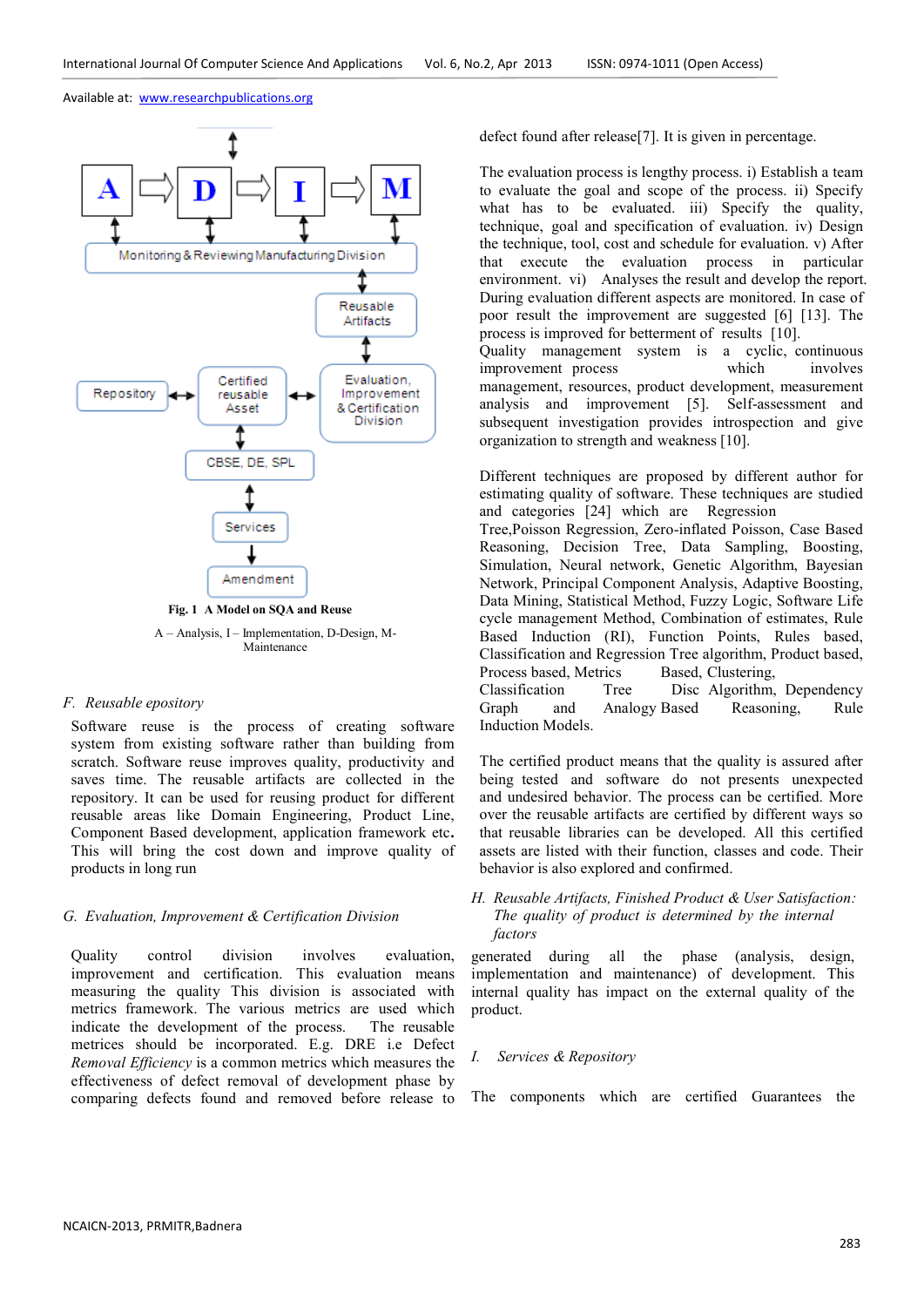Fig. 1 A Model on SQA and Reuse

A – Analysis, I – Implementation, D-Design, M-Maintenance

### F. *Reusable epository*

Software reuse is the process of creating software system from existing software rather than building from scratch. Software reuse improves quality, productivity and saves time. The reusable artifacts are collected in the repository. It can be used for reusing product for different reusable areas like Domain Engineering, Product Line, Component Based development, application framework etc. This will bring the cost down and improve quality of products in long run

### G. *Evaluation, Improvement & Certification Division*

Quality control division involves evaluation, improvement and certification. This evaluation means measuring the quality This division is associated with metrics framework. The various metrics are used which indicate the development of the process. The reusable metrices should be incorporated. E.g. DRE i.e Defect *Removal Efficiency* is a common metrics which measures the effectiveness of defect removal of development phase by comparing defects found and removed before release to defect found after release[7]. It is given in percentage.

The evaluation process is lengthy process. i) Establish a team to evaluate the goal and scope of the process. ii) Specify what has to be evaluated. iii) Specify the quality, technique, goal and specification of evaluation. iv) Design the technique, tool, cost and schedule for evaluation. v) After that execute the evaluation process in particular environment. vi) Analyses the result and develop the report. During evaluation different aspects are monitored. In case of poor result the improvement are suggested [6] [13]. The process is improved for betterment of results [10].
Quality management system is a cyclic, continuous improvement process which involves management, resources, product development, measurement analysis and improvement [5]. Self-assessment and subsequent investigation provides introspection and give organization to strength and weakness [10].

Different techniques are proposed by different author for estimating quality of software. These techniques are studied and categories [24] which are Regression Tree,Poisson Regression, Zero-inflated Poisson, Case Based Reasoning, Decision Tree, Data Sampling, Boosting, Simulation, Neural network, Genetic Algorithm, Bayesian Network, Principal Component Analysis, Adaptive Boosting, Data Mining, Statistical Method, Fuzzy Logic, Software Life cycle management Method, Combination of estimates, Rule Based Induction (RI), Function Points, Rules based, Classification and Regression Tree algorithm, Product based, Process based, Metrics Based, Clustering, Classification Tree Disc Algorithm, Dependency Graph and Analogy Based Reasoning, Rule Induction Models.

The certified product means that the quality is assured after being tested and software do not presents unexpected and undesired behavior. The process can be certified. More over the reusable artifacts are certified by different ways so that reusable libraries can be developed. All this certified assets are listed with their function, classes and code. Their behavior is also explored and confirmed.

### H. *Reusable Artifacts, Finished Product & User Satisfaction: The quality of product is determined by the internal factors*

generated during all the phase (analysis, design, implementation and maintenance) of development. This internal quality has impact on the external quality of the product.

### I. *Services & Repository*

The components which are certified Guarantees the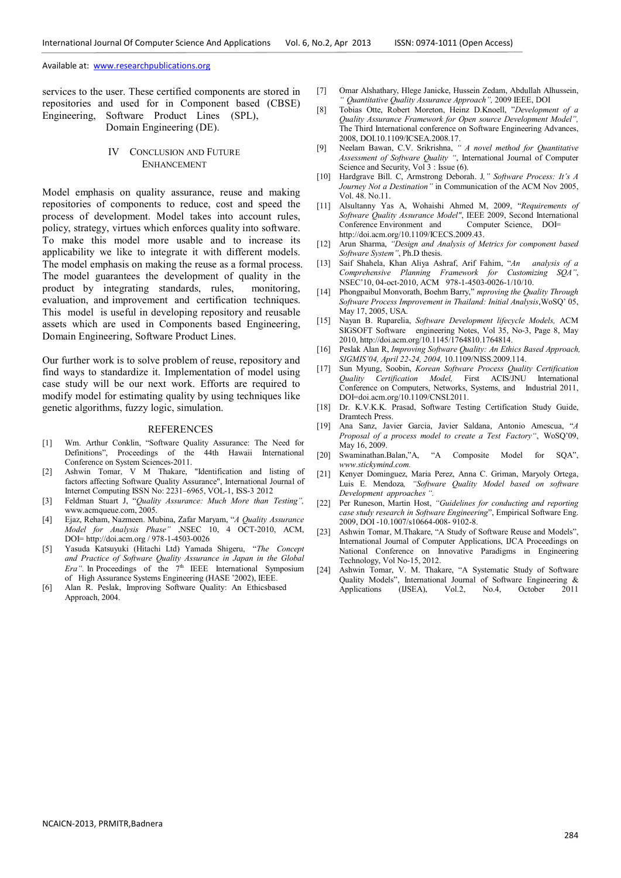services to the user. These certified components are stored in repositories and used for in Component based (CBSE) Engineering, Software Product Lines (SPL), Domain Engineering (DE).

## IV CONCLUSION AND FUTURE ENHANCEMENT

Model emphasis on quality assurance, reuse and making repositories of components to reduce, cost and speed the process of development. Model takes into account rules, policy, strategy, virtues which enforces quality into software. To make this model more usable and to increase its applicability we like to integrate it with different models. The model emphasis on making the reuse as a formal process. The model guarantees the development of quality in the product by integrating standards, rules, monitoring, evaluation, and improvement and certification techniques. This model is useful in developing repository and reusable assets which are used in Components based Engineering, Domain Engineering, Software Product Lines.

Our further work is to solve problem of reuse, repository and find ways to standardize it. Implementation of model using case study will be our next work. Efforts are required to modify model for estimating quality by using techniques like genetic algorithms, fuzzy logic, simulation.

## REFERENCES

[1] Wm. Arthur Conklin, "Software Quality Assurance: The Need for Definitions", Proceedings of the 44th Hawaii International Conference on System Sciences-2011.

[2] Ashwin Tomar, V M Thakare, "Identification and listing of factors affecting Software Quality Assurance", International Journal of Internet Computing ISSN No: 2231–6965, VOL-1, ISS-3 2012

[3] Feldman Stuart J, *"Quality Assurance: Much More than Testing",* www.acmqueue.com, 2005.

[4] Ejaz, Reham, Nazmeen. Mubina, Zafar Maryam, "*A Quality Assurance Model for Analysis Phase*" ,NSEC 10, 4 OCT-2010, ACM, DOI= http://doi.acm.org / 978-1-4503-0026

[5] Yasuda Katsuyuki (Hitachi Ltd) Yamada Shigeru, "*The Concept and Practice of Software Quality Assurance in Japan in the Global Era".* In Proceedings of the 7th IEEE International Symposium of High Assurance Systems Engineering (HASE '2002), IEEE.

[6] Alan R. Peslak, Improving Software Quality: An Ethicsbased Approach, 2004.

[7] Omar Alshathary, Hlege Janicke, Hussein Zedam, Abdullah Alhussein, *" Quantitative Quality Assurance Approach",* 2009 IEEE, DOI

[8] Tobias Otte, Robert Moreton, Heinz D.Knoell, "*Development of a Quality Assurance Framework for Open source Development Model",* The Third International conference on Software Engineering Advances, 2008, DOI.10.1109/ICSEA.2008.17.

[9] Neelam Bawan, C.V. Srikrishna, *" A novel method for Quantitative Assessment of Software Quality "*, International Journal of Computer Science and Security, Vol 3 : Issue (6).

[10] Hardgrave Bill. C, Armstrong Deborah. J,*" Software Process: It's A Journey Not a Destination"* in Communication of the ACM Nov 2005, Vol. 48. No.11.

[11] Alsultanny Yas A, Wohaishi Ahmed M, 2009, "*Requirements of Software Quality Assurance Model"*, IEEE 2009, Second International Conference Environment and Computer Science, DOI= http://doi.acm.org/10.1109/ICECS.2009.43.

[12] Arun Sharma, *"Design and Analysis of Metrics for component based Software System"*, Ph.D thesis.

[13] Saif Shahela, Khan Aliya Ashraf, Arif Fahim, "*An analysis of a Comprehensive Planning Framework for Customizing SQA"*, NSEC'10, 04-oct-2010, ACM 978-1-4503-0026-1/10/10.

[14] Phongpaibul Monvorath, Boehm Barry," *mproving the Quality Through Software Process Improvement in Thailand: Initial Analysis*,WoSQ' 05, May 17, 2005, USA.

[15] Nayan B. Ruparelia, *Software Development lifecycle Models,* ACM SIGSOFT Software engineering Notes, Vol 35, No-3, Page 8, May 2010, http://doi.acm.org/10.1145/1764810.1764814.

[16] Peslak Alan R, *Improving Software Quality: An Ethics Based Approach, SIGMIS'04, April 22-24, 2004,* 10.1109/NISS.2009.114.

[17] Sun Myung, Soobin, *Korean Software Process Quality Certification Quality Certification Model,* First ACIS/JNU International Conference on Computers, Networks, Systems, and Industrial 2011, DOI=doi.acm.org/10.1109/CNSI.2011.

[18] Dr. K.V.K.K. Prasad, Software Testing Certification Study Guide, Dramtech Press.

[19] Ana Sanz, Javier Garcia, Javier Saldana, Antonio Amescua, "*A Proposal of a process model to create a Test Factory"*, WoSQ'09, May 16, 2009.

[20] Swaminathan.Balan,"A, "A Composite Model for SQA", *www.stickymind.com.*

[21] Kenyer Dominguez, Maria Perez, Anna C. Griman, Maryoly Ortega, Luis E. Mendoza, *"Software Quality Model based on software Development approaches ".*

[22] Per Runeson, Martin Host, *"Guidelines for conducting and reporting case study research in Software Engineering*", Empirical Software Eng. 2009, DOI -10.1007/s10664-008- 9102-8.

[23] Ashwin Tomar, M.Thakare, "A Study of Software Reuse and Models", International Journal of Computer Applications, IJCA Proceedings on National Conference on Innovative Paradigms in Engineering Technology, Vol No-15, 2012.

[24] Ashwin Tomar, V. M. Thakare, "A Systematic Study of Software Quality Models", International Journal of Software Engineering & Applications (IJSEA), Vol.2, No.4, October 2011